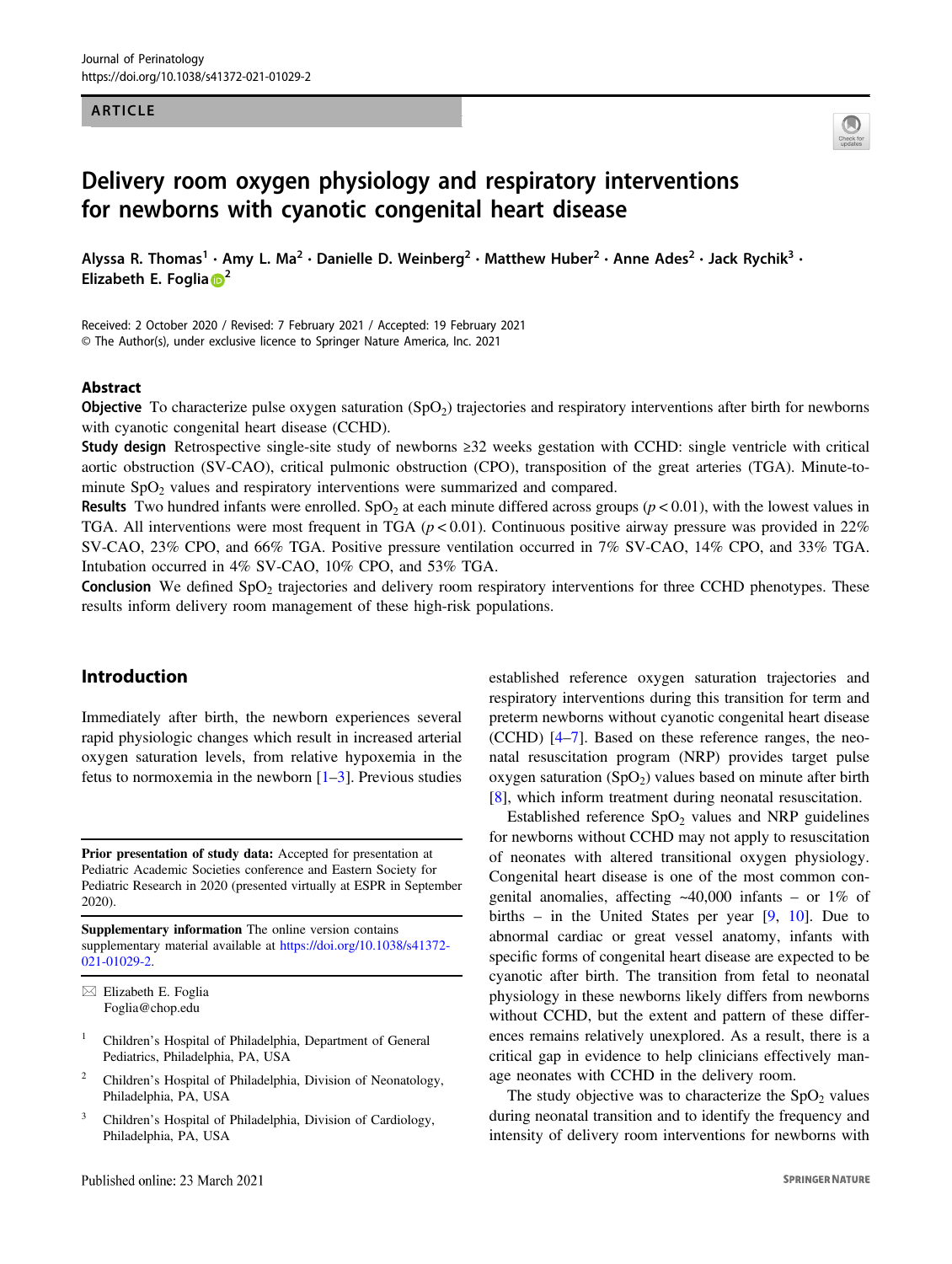ARTICLE

# Delivery room oxygen physiology and respiratory interventions for newborns with cyanotic congenital heart disease

Alyssa R. Thomas[1] · Amy L. Ma[2] · Danielle D. Weinberg[2] · Matthew Huber[2] · Anne Ades[2] · Jack Rychik[3] · Elizabeth E. Foglia[2]

Received: 2 October 2020 / Revised: 7 February 2021 / Accepted: 19 February 2021
© The Author(s), under exclusive licence to Springer Nature America, Inc. 2021

## Abstract

**Objective** To characterize pulse oxygen saturation ($SpO_2$) trajectories and respiratory interventions after birth for newborns with cyanotic congenital heart disease (CCHD).

**Study design** Retrospective single-site study of newborns ≥32 weeks gestation with CCHD: single ventricle with critical aortic obstruction (SV-CAO), critical pulmonic obstruction (CPO), transposition of the great arteries (TGA). Minute-to-minute $SpO_2$ values and respiratory interventions were summarized and compared.

**Results** Two hundred infants were enrolled. $SpO_2$ at each minute differed across groups ($p < 0.01$), with the lowest values in TGA. All interventions were most frequent in TGA ($p < 0.01$). Continuous positive airway pressure was provided in 22% SV-CAO, 23% CPO, and 66% TGA. Positive pressure ventilation occurred in 7% SV-CAO, 14% CPO, and 33% TGA. Intubation occurred in 4% SV-CAO, 10% CPO, and 53% TGA.

**Conclusion** We defined $SpO_2$ trajectories and delivery room respiratory interventions for three CCHD phenotypes. These results inform delivery room management of these high-risk populations.

## Introduction

Immediately after birth, the newborn experiences several rapid physiologic changes which result in increased arterial oxygen saturation levels, from relative hypoxemia in the fetus to normoxemia in the newborn [1–3]. Previous studies established reference oxygen saturation trajectories and respiratory interventions during this transition for term and preterm newborns without cyanotic congenital heart disease (CCHD) [4–7]. Based on these reference ranges, the neonatal resuscitation program (NRP) provides target pulse oxygen saturation ($SpO_2$) values based on minute after birth [8], which inform treatment during neonatal resuscitation.

Established reference $SpO_2$ values and NRP guidelines for newborns without CCHD may not apply to resuscitation of neonates with altered transitional oxygen physiology. Congenital heart disease is one of the most common congenital anomalies, affecting ~40,000 infants – or 1% of births – in the United States per year [9, 10]. Due to abnormal cardiac or great vessel anatomy, infants with specific forms of congenital heart disease are expected to be cyanotic after birth. The transition from fetal to neonatal physiology in these newborns likely differs from newborns without CCHD, but the extent and pattern of these differences remains relatively unexplored. As a result, there is a critical gap in evidence to help clinicians effectively manage neonates with CCHD in the delivery room.

The study objective was to characterize the $SpO_2$ values during neonatal transition and to identify the frequency and intensity of delivery room interventions for newborns with

---

**Prior presentation of study data:** Accepted for presentation at Pediatric Academic Societies conference and Eastern Society for Pediatric Research in 2020 (presented virtually at ESPR in September 2020).

**Supplementary information** The online version contains supplementary material available at https://doi.org/10.1038/s41372-021-01029-2.

✉ Elizabeth E. Foglia
Foglia@chop.edu

[1] Children's Hospital of Philadelphia, Department of General Pediatrics, Philadelphia, PA, USA

[2] Children's Hospital of Philadelphia, Division of Neonatology, Philadelphia, PA, USA

[3] Children's Hospital of Philadelphia, Division of Cardiology, Philadelphia, PA, USA

Published online: 23 March 2021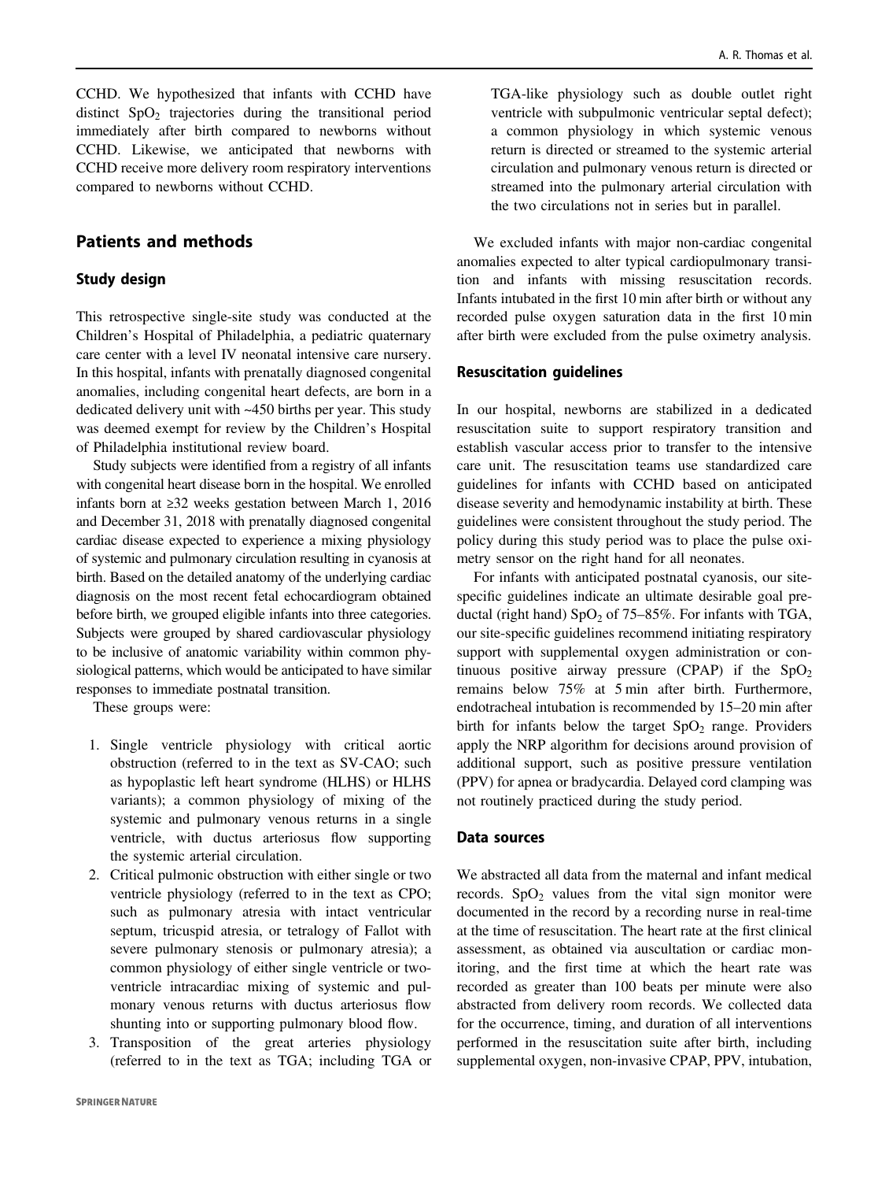CCHD. We hypothesized that infants with CCHD have distinct $SpO_2$ trajectories during the transitional period immediately after birth compared to newborns without CCHD. Likewise, we anticipated that newborns with CCHD receive more delivery room respiratory interventions compared to newborns without CCHD.

## Patients and methods

### Study design

This retrospective single-site study was conducted at the Children's Hospital of Philadelphia, a pediatric quaternary care center with a level IV neonatal intensive care nursery. In this hospital, infants with prenatally diagnosed congenital anomalies, including congenital heart defects, are born in a dedicated delivery unit with ~450 births per year. This study was deemed exempt for review by the Children's Hospital of Philadelphia institutional review board.

Study subjects were identified from a registry of all infants with congenital heart disease born in the hospital. We enrolled infants born at ≥32 weeks gestation between March 1, 2016 and December 31, 2018 with prenatally diagnosed congenital cardiac disease expected to experience a mixing physiology of systemic and pulmonary circulation resulting in cyanosis at birth. Based on the detailed anatomy of the underlying cardiac diagnosis on the most recent fetal echocardiogram obtained before birth, we grouped eligible infants into three categories. Subjects were grouped by shared cardiovascular physiology to be inclusive of anatomic variability within common physiological patterns, which would be anticipated to have similar responses to immediate postnatal transition.

These groups were:

1. Single ventricle physiology with critical aortic obstruction (referred to in the text as SV-CAO; such as hypoplastic left heart syndrome (HLHS) or HLHS variants); a common physiology of mixing of the systemic and pulmonary venous returns in a single ventricle, with ductus arteriosus flow supporting the systemic arterial circulation.
2. Critical pulmonic obstruction with either single or two ventricle physiology (referred to in the text as CPO; such as pulmonary atresia with intact ventricular septum, tricuspid atresia, or tetralogy of Fallot with severe pulmonary stenosis or pulmonary atresia); a common physiology of either single ventricle or two-ventricle intracardiac mixing of systemic and pulmonary venous returns with ductus arteriosus flow shunting into or supporting pulmonary blood flow.
3. Transposition of the great arteries physiology (referred to in the text as TGA; including TGA or TGA-like physiology such as double outlet right ventricle with subpulmonic ventricular septal defect); a common physiology in which systemic venous return is directed or streamed to the systemic arterial circulation and pulmonary venous return is directed or streamed into the pulmonary arterial circulation with the two circulations not in series but in parallel.

We excluded infants with major non-cardiac congenital anomalies expected to alter typical cardiopulmonary transition and infants with missing resuscitation records. Infants intubated in the first 10 min after birth or without any recorded pulse oxygen saturation data in the first 10 min after birth were excluded from the pulse oximetry analysis.

### Resuscitation guidelines

In our hospital, newborns are stabilized in a dedicated resuscitation suite to support respiratory transition and establish vascular access prior to transfer to the intensive care unit. The resuscitation teams use standardized care guidelines for infants with CCHD based on anticipated disease severity and hemodynamic instability at birth. These guidelines were consistent throughout the study period. The policy during this study period was to place the pulse oximetry sensor on the right hand for all neonates.

For infants with anticipated postnatal cyanosis, our site-specific guidelines indicate an ultimate desirable goal preductal (right hand) $SpO_2$ of 75–85%. For infants with TGA, our site-specific guidelines recommend initiating respiratory support with supplemental oxygen administration or continuous positive airway pressure (CPAP) if the $SpO_2$ remains below 75% at 5 min after birth. Furthermore, endotracheal intubation is recommended by 15–20 min after birth for infants below the target $SpO_2$ range. Providers apply the NRP algorithm for decisions around provision of additional support, such as positive pressure ventilation (PPV) for apnea or bradycardia. Delayed cord clamping was not routinely practiced during the study period.

### Data sources

We abstracted all data from the maternal and infant medical records. $SpO_2$ values from the vital sign monitor were documented in the record by a recording nurse in real-time at the time of resuscitation. The heart rate at the first clinical assessment, as obtained via auscultation or cardiac monitoring, and the first time at which the heart rate was recorded as greater than 100 beats per minute were also abstracted from delivery room records. We collected data for the occurrence, timing, and duration of all interventions performed in the resuscitation suite after birth, including supplemental oxygen, non-invasive CPAP, PPV, intubation,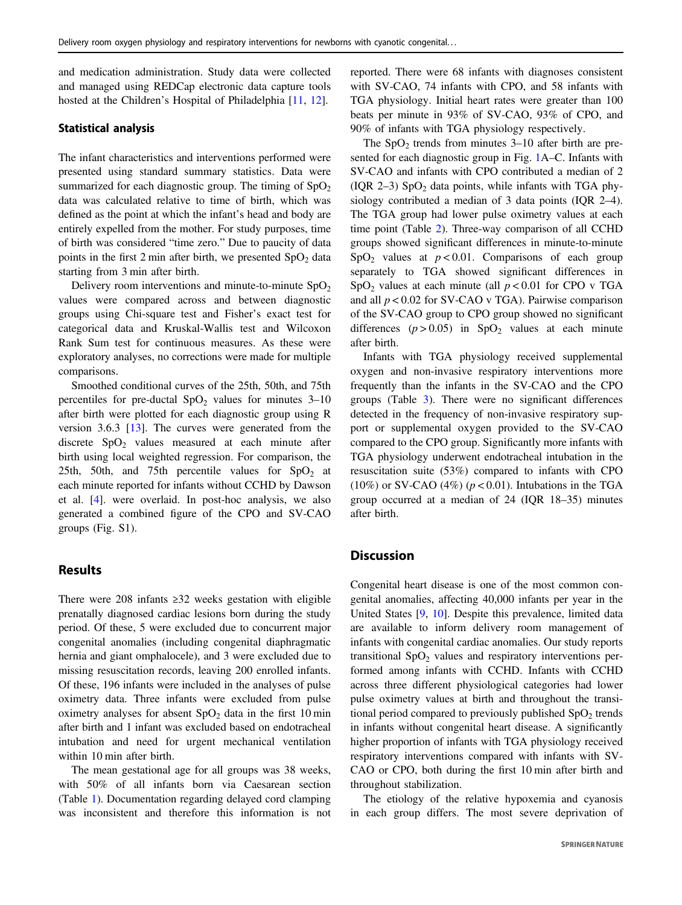and medication administration. Study data were collected and managed using REDCap electronic data capture tools hosted at the Children's Hospital of Philadelphia [11, 12].

### Statistical analysis

The infant characteristics and interventions performed were presented using standard summary statistics. Data were summarized for each diagnostic group. The timing of $SpO_2$ data was calculated relative to time of birth, which was defined as the point at which the infant's head and body are entirely expelled from the mother. For study purposes, time of birth was considered "time zero." Due to paucity of data points in the first 2 min after birth, we presented $SpO_2$ data starting from 3 min after birth.

Delivery room interventions and minute-to-minute $SpO_2$ values were compared across and between diagnostic groups using Chi-square test and Fisher's exact test for categorical data and Kruskal-Wallis test and Wilcoxon Rank Sum test for continuous measures. As these were exploratory analyses, no corrections were made for multiple comparisons.

Smoothed conditional curves of the 25th, 50th, and 75th percentiles for pre-ductal $SpO_2$ values for minutes 3–10 after birth were plotted for each diagnostic group using R version 3.6.3 [13]. The curves were generated from the discrete $SpO_2$ values measured at each minute after birth using local weighted regression. For comparison, the 25th, 50th, and 75th percentile values for $SpO_2$ at each minute reported for infants without CCHD by Dawson et al. [4]. were overlaid. In post-hoc analysis, we also generated a combined figure of the CPO and SV-CAO groups (Fig. S1).

## Results

There were 208 infants ≥32 weeks gestation with eligible prenatally diagnosed cardiac lesions born during the study period. Of these, 5 were excluded due to concurrent major congenital anomalies (including congenital diaphragmatic hernia and giant omphalocele), and 3 were excluded due to missing resuscitation records, leaving 200 enrolled infants. Of these, 196 infants were included in the analyses of pulse oximetry data. Three infants were excluded from pulse oximetry analyses for absent $SpO_2$ data in the first 10 min after birth and 1 infant was excluded based on endotracheal intubation and need for urgent mechanical ventilation within 10 min after birth.

The mean gestational age for all groups was 38 weeks, with 50% of all infants born via Caesarean section (Table 1). Documentation regarding delayed cord clamping was inconsistent and therefore this information is not reported. There were 68 infants with diagnoses consistent with SV-CAO, 74 infants with CPO, and 58 infants with TGA physiology. Initial heart rates were greater than 100 beats per minute in 93% of SV-CAO, 93% of CPO, and 90% of infants with TGA physiology respectively.

The $SpO_2$ trends from minutes 3–10 after birth are presented for each diagnostic group in Fig. 1A–C. Infants with SV-CAO and infants with CPO contributed a median of 2 (IQR 2–3) $SpO_2$ data points, while infants with TGA physiology contributed a median of 3 data points (IQR 2–4). The TGA group had lower pulse oximetry values at each time point (Table 2). Three-way comparison of all CCHD groups showed significant differences in minute-to-minute $SpO_2$ values at $p < 0.01$. Comparisons of each group separately to TGA showed significant differences in $SpO_2$ values at each minute (all $p < 0.01$ for CPO v TGA and all $p < 0.02$ for SV-CAO v TGA). Pairwise comparison of the SV-CAO group to CPO group showed no significant differences ($p > 0.05$) in $SpO_2$ values at each minute after birth.

Infants with TGA physiology received supplemental oxygen and non-invasive respiratory interventions more frequently than the infants in the SV-CAO and the CPO groups (Table 3). There were no significant differences detected in the frequency of non-invasive respiratory support or supplemental oxygen provided to the SV-CAO compared to the CPO group. Significantly more infants with TGA physiology underwent endotracheal intubation in the resuscitation suite (53%) compared to infants with CPO (10%) or SV-CAO (4%) ($p < 0.01$). Intubations in the TGA group occurred at a median of 24 (IQR 18–35) minutes after birth.

## Discussion

Congenital heart disease is one of the most common congenital anomalies, affecting 40,000 infants per year in the United States [9, 10]. Despite this prevalence, limited data are available to inform delivery room management of infants with congenital cardiac anomalies. Our study reports transitional $SpO_2$ values and respiratory interventions performed among infants with CCHD. Infants with CCHD across three different physiological categories had lower pulse oximetry values at birth and throughout the transitional period compared to previously published $SpO_2$ trends in infants without congenital heart disease. A significantly higher proportion of infants with TGA physiology received respiratory interventions compared with infants with SV-CAO or CPO, both during the first 10 min after birth and throughout stabilization.

The etiology of the relative hypoxemia and cyanosis in each group differs. The most severe deprivation of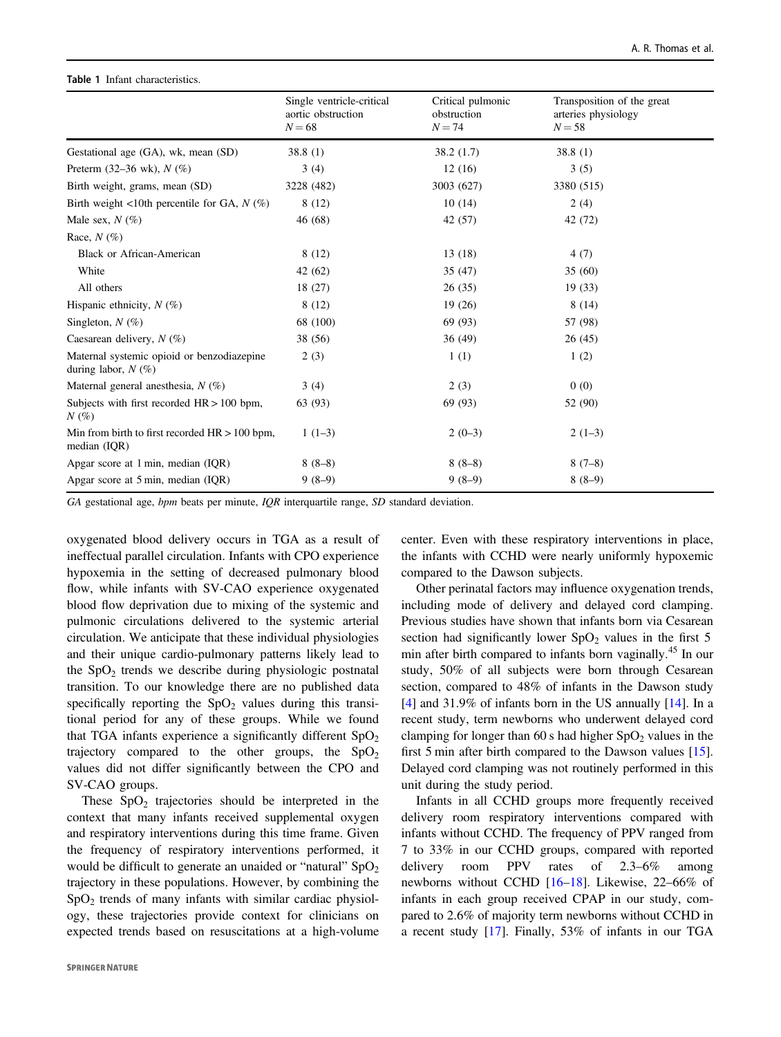**Table 1** Infant characteristics.

| | Single ventricle-critical aortic obstruction $N = 68$ | Critical pulmonic obstruction $N = 74$ | Transposition of the great arteries physiology $N = 58$ |
|---|---|---|---|
| Gestational age (GA), wk, mean (SD) | 38.8 (1) | 38.2 (1.7) | 38.8 (1) |
| Preterm (32–36 wk), $N$ (%) | 3 (4) | 12 (16) | 3 (5) |
| Birth weight, grams, mean (SD) | 3228 (482) | 3003 (627) | 3380 (515) |
| Birth weight <10th percentile for GA, $N$ (%) | 8 (12) | 10 (14) | 2 (4) |
| Male sex, $N$ (%) | 46 (68) | 42 (57) | 42 (72) |
| Race, $N$ (%) | | | |
| Black or African-American | 8 (12) | 13 (18) | 4 (7) |
| White | 42 (62) | 35 (47) | 35 (60) |
| All others | 18 (27) | 26 (35) | 19 (33) |
| Hispanic ethnicity, $N$ (%) | 8 (12) | 19 (26) | 8 (14) |
| Singleton, $N$ (%) | 68 (100) | 69 (93) | 57 (98) |
| Caesarean delivery, $N$ (%) | 38 (56) | 36 (49) | 26 (45) |
| Maternal systemic opioid or benzodiazepine during labor, $N$ (%) | 2 (3) | 1 (1) | 1 (2) |
| Maternal general anesthesia, $N$ (%) | 3 (4) | 2 (3) | 0 (0) |
| Subjects with first recorded HR > 100 bpm, $N$ (%) | 63 (93) | 69 (93) | 52 (90) |
| Min from birth to first recorded HR > 100 bpm, median (IQR) | 1 (1–3) | 2 (0–3) | 2 (1–3) |
| Apgar score at 1 min, median (IQR) | 8 (8–8) | 8 (8–8) | 8 (7–8) |
| Apgar score at 5 min, median (IQR) | 9 (8–9) | 9 (8–9) | 8 (8–9) |

*GA* gestational age, *bpm* beats per minute, *IQR* interquartile range, *SD* standard deviation.

oxygenated blood delivery occurs in TGA as a result of ineffectual parallel circulation. Infants with CPO experience hypoxemia in the setting of decreased pulmonary blood flow, while infants with SV-CAO experience oxygenated blood flow deprivation due to mixing of the systemic and pulmonic circulations delivered to the systemic arterial circulation. We anticipate that these individual physiologies and their unique cardio-pulmonary patterns likely lead to the $SpO_2$ trends we describe during physiologic postnatal transition. To our knowledge there are no published data specifically reporting the $SpO_2$ values during this transitional period for any of these groups. While we found that TGA infants experience a significantly different $SpO_2$ trajectory compared to the other groups, the $SpO_2$ values did not differ significantly between the CPO and SV-CAO groups.

These $SpO_2$ trajectories should be interpreted in the context that many infants received supplemental oxygen and respiratory interventions during this time frame. Given the frequency of respiratory interventions performed, it would be difficult to generate an unaided or "natural" $SpO_2$ trajectory in these populations. However, by combining the $SpO_2$ trends of many infants with similar cardiac physiology, these trajectories provide context for clinicians on expected trends based on resuscitations at a high-volume center. Even with these respiratory interventions in place, the infants with CCHD were nearly uniformly hypoxemic compared to the Dawson subjects.

Other perinatal factors may influence oxygenation trends, including mode of delivery and delayed cord clamping. Previous studies have shown that infants born via Cesarean section had significantly lower $SpO_2$ values in the first 5 min after birth compared to infants born vaginally.[45] In our study, 50% of all subjects were born through Cesarean section, compared to 48% of infants in the Dawson study [4] and 31.9% of infants born in the US annually [14]. In a recent study, term newborns who underwent delayed cord clamping for longer than 60 s had higher $SpO_2$ values in the first 5 min after birth compared to the Dawson values [15]. Delayed cord clamping was not routinely performed in this unit during the study period.

Infants in all CCHD groups more frequently received delivery room respiratory interventions compared with infants without CCHD. The frequency of PPV ranged from 7 to 33% in our CCHD groups, compared with reported delivery room PPV rates of 2.3–6% among newborns without CCHD [16–18]. Likewise, 22–66% of infants in each group received CPAP in our study, compared to 2.6% of majority term newborns without CCHD in a recent study [17]. Finally, 53% of infants in our TGA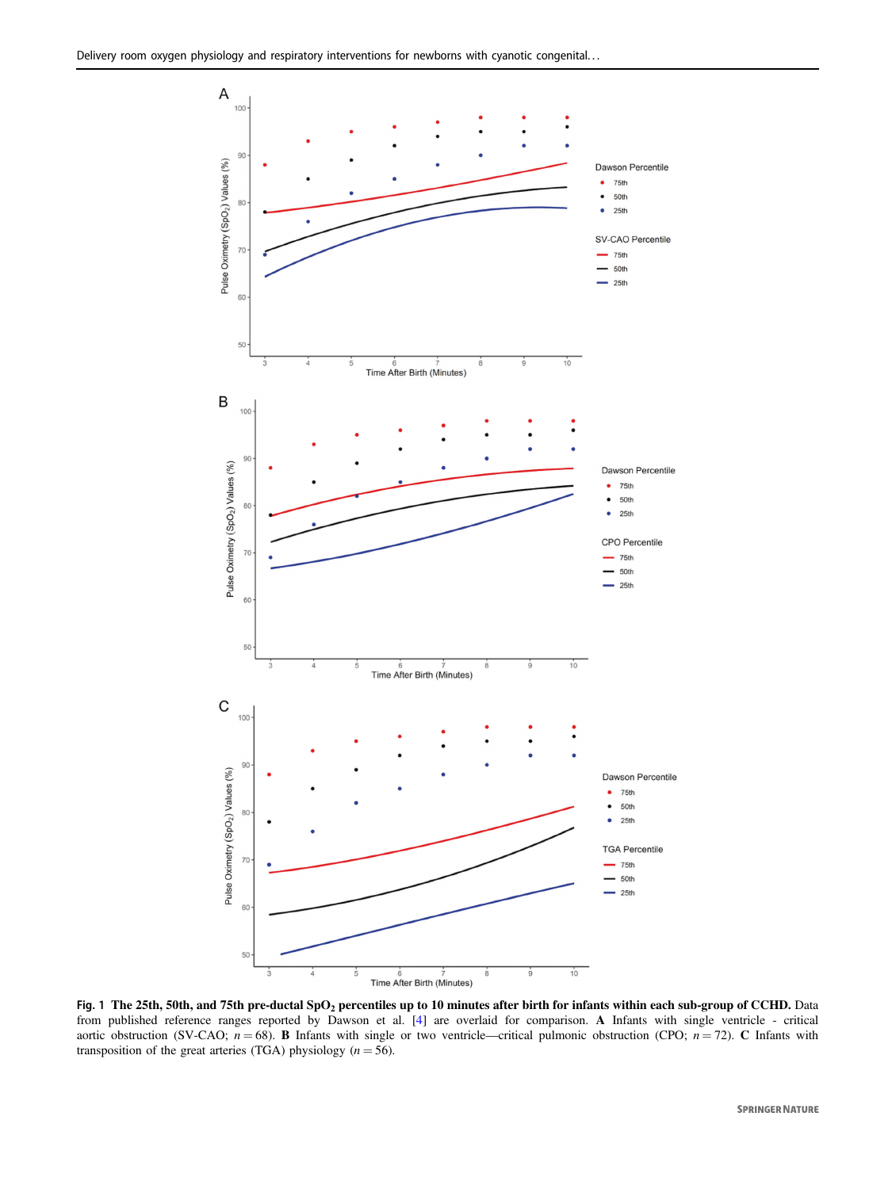**Fig. 1 The 25th, 50th, and 75th pre-ductal $SpO_2$ percentiles up to 10 minutes after birth for infants within each sub-group of CCHD.** Data from published reference ranges reported by Dawson et al. [4] are overlaid for comparison. **A** Infants with single ventricle - critical aortic obstruction (SV-CAO; $n = 68$). **B** Infants with single or two ventricle—critical pulmonic obstruction (CPO; $n = 72$). **C** Infants with transposition of the great arteries (TGA) physiology ($n = 56$).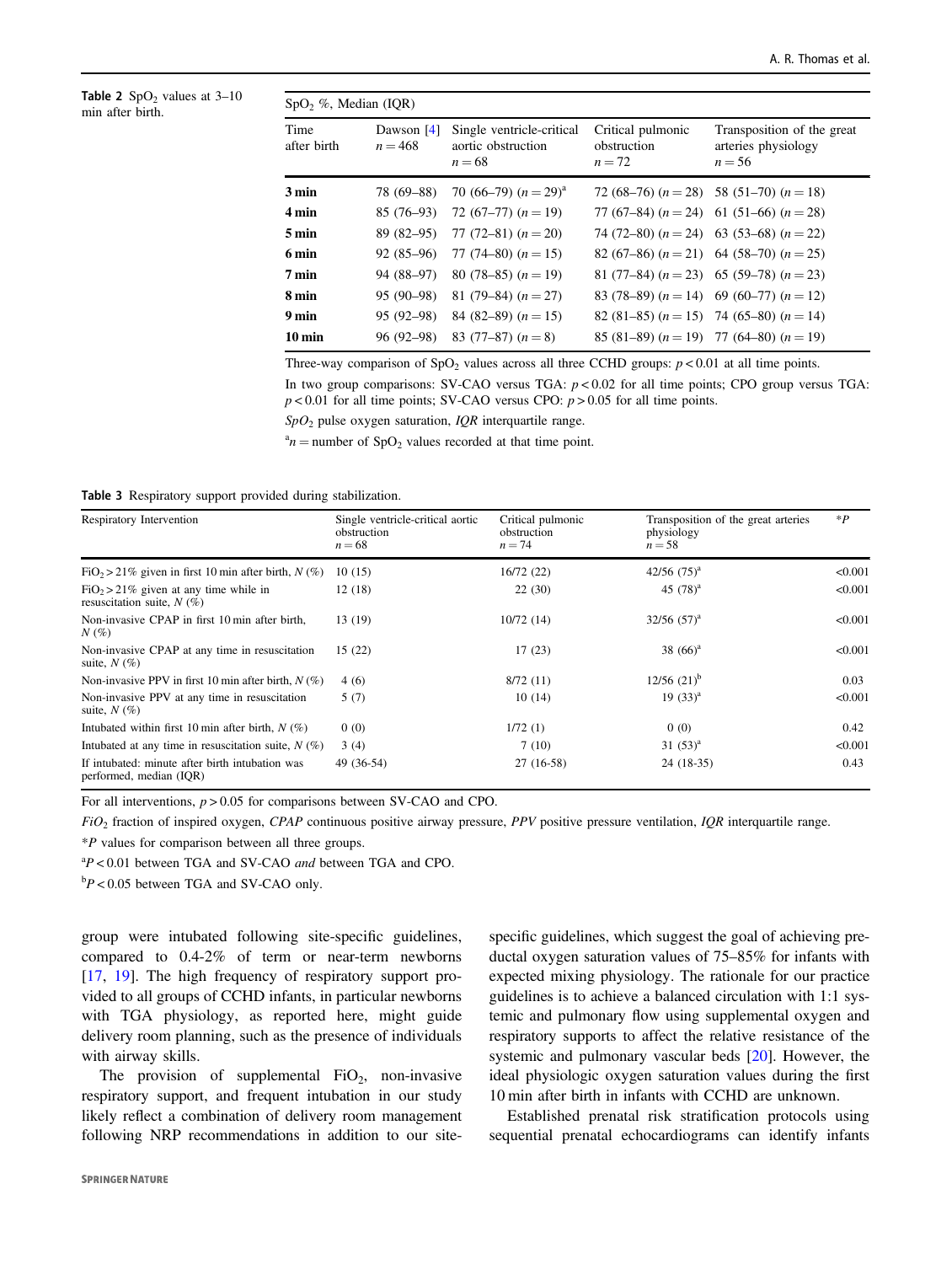**Table 2** $SpO_2$ values at 3–10 min after birth.

| $SpO_2$ %, Median (IQR) | | | | |
|---|---|---|---|---|
| Time after birth | Dawson [4] $n = 468$ | Single ventricle-critical aortic obstruction $n = 68$ | Critical pulmonic obstruction $n = 72$ | Transposition of the great arteries physiology $n = 56$ |
| **3 min** | 78 (69–88) | 70 (66–79) ($n = 29$)[a] | 72 (68–76) ($n = 28$) | 58 (51–70) ($n = 18$) |
| **4 min** | 85 (76–93) | 72 (67–77) ($n = 19$) | 77 (67–84) ($n = 24$) | 61 (51–66) ($n = 28$) |
| **5 min** | 89 (82–95) | 77 (72–81) ($n = 20$) | 74 (72–80) ($n = 24$) | 63 (53–68) ($n = 22$) |
| **6 min** | 92 (85–96) | 77 (74–80) ($n = 15$) | 82 (67–86) ($n = 21$) | 64 (58–70) ($n = 25$) |
| **7 min** | 94 (88–97) | 80 (78–85) ($n = 19$) | 81 (77–84) ($n = 23$) | 65 (59–78) ($n = 23$) |
| **8 min** | 95 (90–98) | 81 (79–84) ($n = 27$) | 83 (78–89) ($n = 14$) | 69 (60–77) ($n = 12$) |
| **9 min** | 95 (92–98) | 84 (82–89) ($n = 15$) | 82 (81–85) ($n = 15$) | 74 (65–80) ($n = 14$) |
| **10 min** | 96 (92–98) | 83 (77–87) ($n = 8$) | 85 (81–89) ($n = 19$) | 77 (64–80) ($n = 19$) |

Three-way comparison of $SpO_2$ values across all three CCHD groups: $p < 0.01$ at all time points.

In two group comparisons: SV-CAO versus TGA: $p < 0.02$ for all time points; CPO group versus TGA: $p < 0.01$ for all time points; SV-CAO versus CPO: $p > 0.05$ for all time points.

*$SpO_2$* pulse oxygen saturation, *IQR* interquartile range.

[a]$n$ = number of $SpO_2$ values recorded at that time point.

**Table 3** Respiratory support provided during stabilization.

| Respiratory Intervention | Single ventricle-critical aortic obstruction $n = 68$ | Critical pulmonic obstruction $n = 74$ | Transposition of the great arteries physiology $n = 58$ | *P |
|---|---|---|---|---|
| $FiO_2 > 21\%$ given in first 10 min after birth, $N$ (%) | 10 (15) | 16/72 (22) | 42/56 (75)[a] | <0.001 |
| $FiO_2 > 21\%$ given at any time while in resuscitation suite, $N$ (%) | 12 (18) | 22 (30) | 45 (78)[a] | <0.001 |
| Non-invasive CPAP in first 10 min after birth, $N$ (%) | 13 (19) | 10/72 (14) | 32/56 (57)[a] | <0.001 |
| Non-invasive CPAP at any time in resuscitation suite, $N$ (%) | 15 (22) | 17 (23) | 38 (66)[a] | <0.001 |
| Non-invasive PPV in first 10 min after birth, $N$ (%) | 4 (6) | 8/72 (11) | 12/56 (21)[b] | 0.03 |
| Non-invasive PPV at any time in resuscitation suite, $N$ (%) | 5 (7) | 10 (14) | 19 (33)[a] | <0.001 |
| Intubated within first 10 min after birth, $N$ (%) | 0 (0) | 1/72 (1) | 0 (0) | 0.42 |
| Intubated at any time in resuscitation suite, $N$ (%) | 3 (4) | 7 (10) | 31 (53)[a] | <0.001 |
| If intubated: minute after birth intubation was performed, median (IQR) | 49 (36-54) | 27 (16-58) | 24 (18-35) | 0.43 |

For all interventions, $p > 0.05$ for comparisons between SV-CAO and CPO.

*$FiO_2$* fraction of inspired oxygen, *CPAP* continuous positive airway pressure, *PPV* positive pressure ventilation, *IQR* interquartile range.

*P values for comparison between all three groups.

[a]$P < 0.01$ between TGA and SV-CAO *and* between TGA and CPO.

[b]$P < 0.05$ between TGA and SV-CAO only.

group were intubated following site-specific guidelines, compared to 0.4-2% of term or near-term newborns [17, 19]. The high frequency of respiratory support provided to all groups of CCHD infants, in particular newborns with TGA physiology, as reported here, might guide delivery room planning, such as the presence of individuals with airway skills.

The provision of supplemental $FiO_2$, non-invasive respiratory support, and frequent intubation in our study likely reflect a combination of delivery room management following NRP recommendations in addition to our site-specific guidelines, which suggest the goal of achieving preductal oxygen saturation values of 75–85% for infants with expected mixing physiology. The rationale for our practice guidelines is to achieve a balanced circulation with 1:1 systemic and pulmonary flow using supplemental oxygen and respiratory supports to affect the relative resistance of the systemic and pulmonary vascular beds [20]. However, the ideal physiologic oxygen saturation values during the first 10 min after birth in infants with CCHD are unknown.

Established prenatal risk stratification protocols using sequential prenatal echocardiograms can identify infants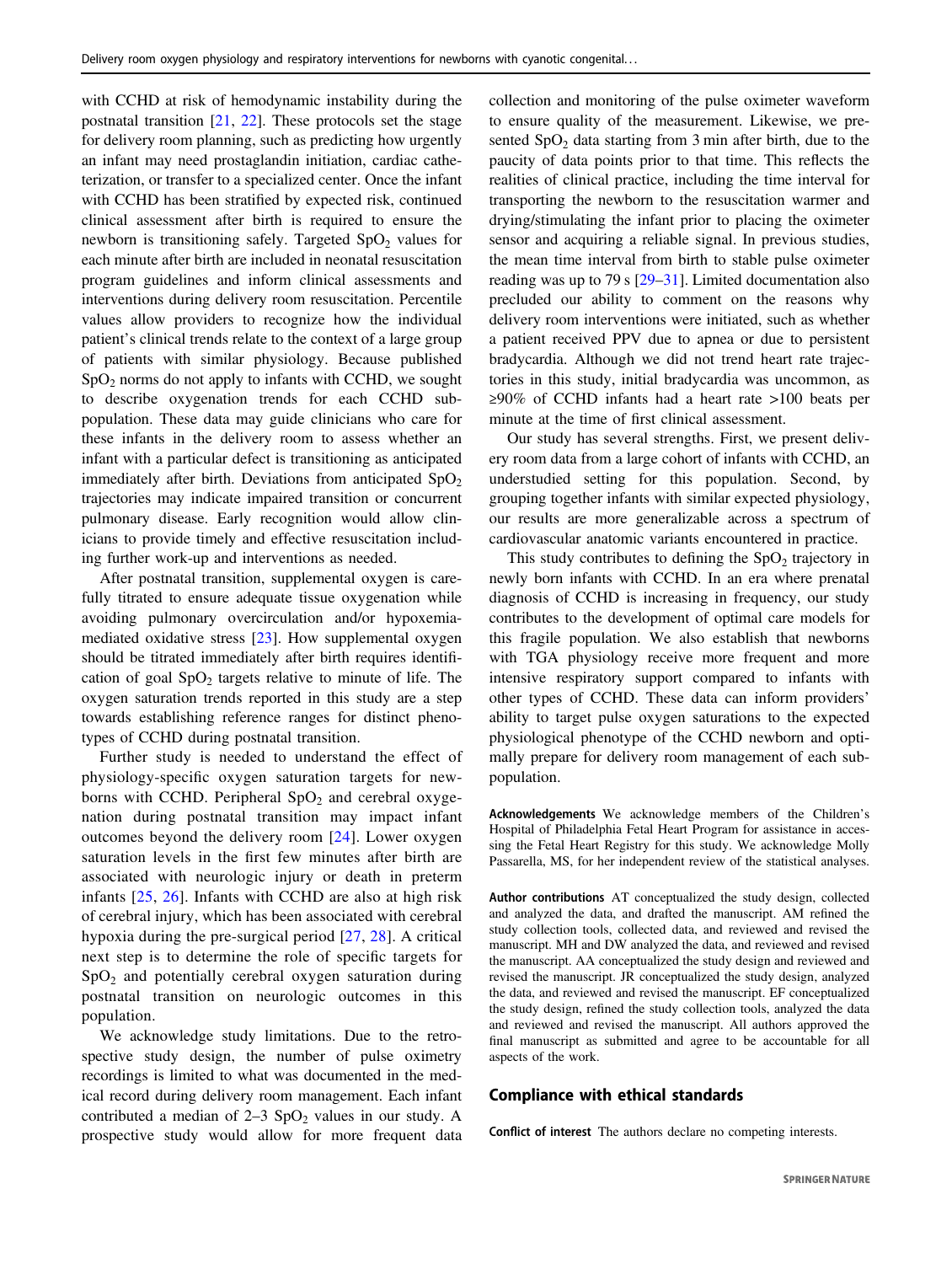with CCHD at risk of hemodynamic instability during the postnatal transition [21, 22]. These protocols set the stage for delivery room planning, such as predicting how urgently an infant may need prostaglandin initiation, cardiac catheterization, or transfer to a specialized center. Once the infant with CCHD has been stratified by expected risk, continued clinical assessment after birth is required to ensure the newborn is transitioning safely. Targeted $SpO_2$ values for each minute after birth are included in neonatal resuscitation program guidelines and inform clinical assessments and interventions during delivery room resuscitation. Percentile values allow providers to recognize how the individual patient's clinical trends relate to the context of a large group of patients with similar physiology. Because published $SpO_2$ norms do not apply to infants with CCHD, we sought to describe oxygenation trends for each CCHD subpopulation. These data may guide clinicians who care for these infants in the delivery room to assess whether an infant with a particular defect is transitioning as anticipated immediately after birth. Deviations from anticipated $SpO_2$ trajectories may indicate impaired transition or concurrent pulmonary disease. Early recognition would allow clinicians to provide timely and effective resuscitation including further work-up and interventions as needed.

After postnatal transition, supplemental oxygen is carefully titrated to ensure adequate tissue oxygenation while avoiding pulmonary overcirculation and/or hypoxemia-mediated oxidative stress [23]. How supplemental oxygen should be titrated immediately after birth requires identification of goal $SpO_2$ targets relative to minute of life. The oxygen saturation trends reported in this study are a step towards establishing reference ranges for distinct phenotypes of CCHD during postnatal transition.

Further study is needed to understand the effect of physiology-specific oxygen saturation targets for newborns with CCHD. Peripheral $SpO_2$ and cerebral oxygenation during postnatal transition may impact infant outcomes beyond the delivery room [24]. Lower oxygen saturation levels in the first few minutes after birth are associated with neurologic injury or death in preterm infants [25, 26]. Infants with CCHD are also at high risk of cerebral injury, which has been associated with cerebral hypoxia during the pre-surgical period [27, 28]. A critical next step is to determine the role of specific targets for $SpO_2$ and potentially cerebral oxygen saturation during postnatal transition on neurologic outcomes in this population.

We acknowledge study limitations. Due to the retrospective study design, the number of pulse oximetry recordings is limited to what was documented in the medical record during delivery room management. Each infant contributed a median of 2–3 $SpO_2$ values in our study. A prospective study would allow for more frequent data collection and monitoring of the pulse oximeter waveform to ensure quality of the measurement. Likewise, we presented $SpO_2$ data starting from 3 min after birth, due to the paucity of data points prior to that time. This reflects the realities of clinical practice, including the time interval for transporting the newborn to the resuscitation warmer and drying/stimulating the infant prior to placing the oximeter sensor and acquiring a reliable signal. In previous studies, the mean time interval from birth to stable pulse oximeter reading was up to 79 s [29–31]. Limited documentation also precluded our ability to comment on the reasons why delivery room interventions were initiated, such as whether a patient received PPV due to apnea or due to persistent bradycardia. Although we did not trend heart rate trajectories in this study, initial bradycardia was uncommon, as ≥90% of CCHD infants had a heart rate >100 beats per minute at the time of first clinical assessment.

Our study has several strengths. First, we present delivery room data from a large cohort of infants with CCHD, an understudied setting for this population. Second, by grouping together infants with similar expected physiology, our results are more generalizable across a spectrum of cardiovascular anatomic variants encountered in practice.

This study contributes to defining the $SpO_2$ trajectory in newly born infants with CCHD. In an era where prenatal diagnosis of CCHD is increasing in frequency, our study contributes to the development of optimal care models for this fragile population. We also establish that newborns with TGA physiology receive more frequent and more intensive respiratory support compared to infants with other types of CCHD. These data can inform providers' ability to target pulse oxygen saturations to the expected physiological phenotype of the CCHD newborn and optimally prepare for delivery room management of each subpopulation.

**Acknowledgements** We acknowledge members of the Children's Hospital of Philadelphia Fetal Heart Program for assistance in accessing the Fetal Heart Registry for this study. We acknowledge Molly Passarella, MS, for her independent review of the statistical analyses.

**Author contributions** AT conceptualized the study design, collected and analyzed the data, and drafted the manuscript. AM refined the study collection tools, collected data, and reviewed and revised the manuscript. MH and DW analyzed the data, and reviewed and revised the manuscript. AA conceptualized the study design and reviewed and revised the manuscript. JR conceptualized the study design, analyzed the data, and reviewed and revised the manuscript. EF conceptualized the study design, refined the study collection tools, analyzed the data and reviewed and revised the manuscript. All authors approved the final manuscript as submitted and agree to be accountable for all aspects of the work.

## Compliance with ethical standards

**Conflict of interest** The authors declare no competing interests.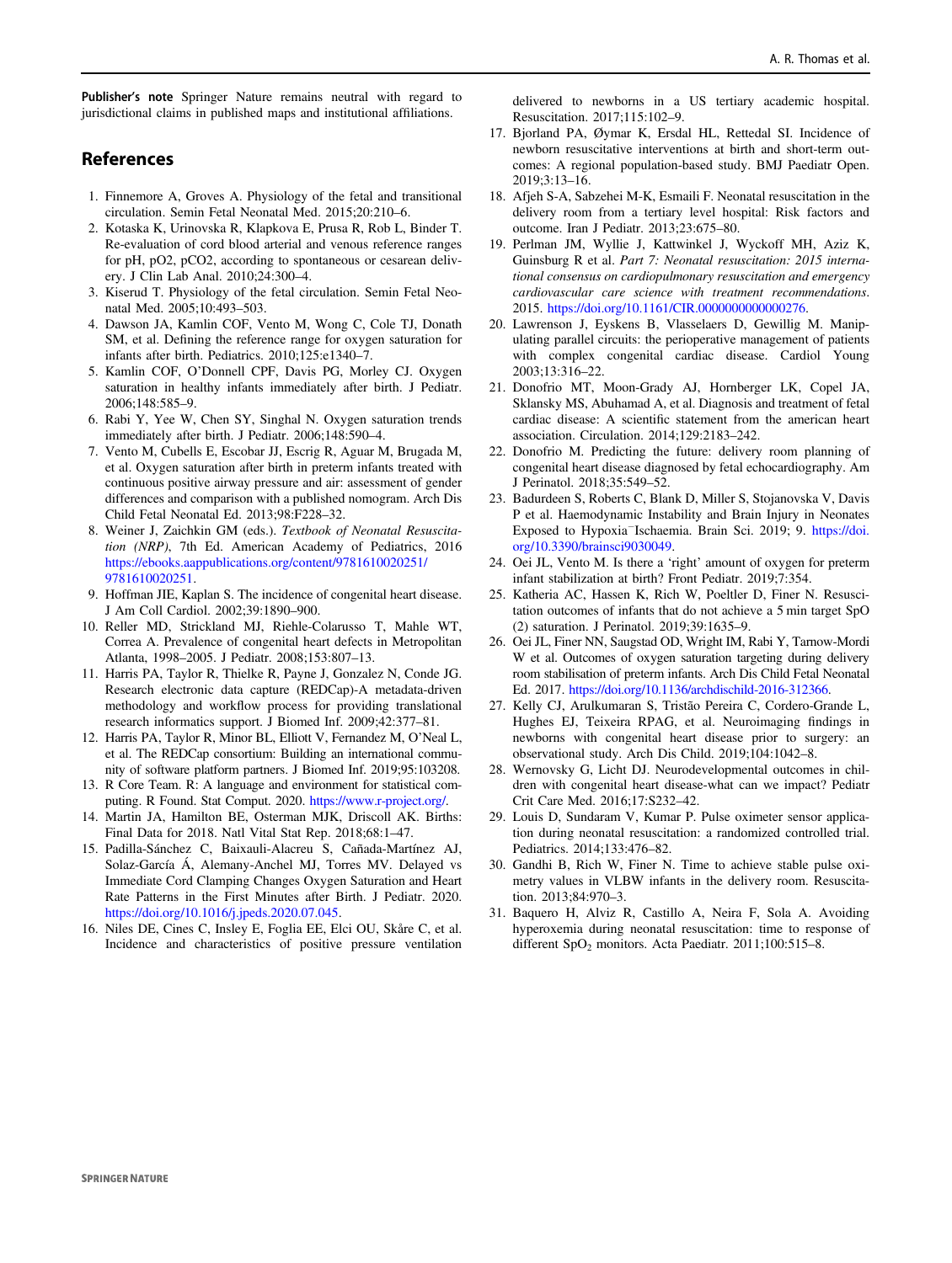**Publisher's note** Springer Nature remains neutral with regard to jurisdictional claims in published maps and institutional affiliations.

## References

1. Finnemore A, Groves A. Physiology of the fetal and transitional circulation. Semin Fetal Neonatal Med. 2015;20:210–6.
2. Kotaska K, Urinovska R, Klapkova E, Prusa R, Rob L, Binder T. Re-evaluation of cord blood arterial and venous reference ranges for pH, pO2, pCO2, according to spontaneous or cesarean delivery. J Clin Lab Anal. 2010;24:300–4.
3. Kiserud T. Physiology of the fetal circulation. Semin Fetal Neonatal Med. 2005;10:493–503.
4. Dawson JA, Kamlin COF, Vento M, Wong C, Cole TJ, Donath SM, et al. Defining the reference range for oxygen saturation for infants after birth. Pediatrics. 2010;125:e1340–7.
5. Kamlin COF, O'Donnell CPF, Davis PG, Morley CJ. Oxygen saturation in healthy infants immediately after birth. J Pediatr. 2006;148:585–9.
6. Rabi Y, Yee W, Chen SY, Singhal N. Oxygen saturation trends immediately after birth. J Pediatr. 2006;148:590–4.
7. Vento M, Cubells E, Escobar JJ, Escrig R, Aguar M, Brugada M, et al. Oxygen saturation after birth in preterm infants treated with continuous positive airway pressure and air: assessment of gender differences and comparison with a published nomogram. Arch Dis Child Fetal Neonatal Ed. 2013;98:F228–32.
8. Weiner J, Zaichkin GM (eds.). *Textbook of Neonatal Resuscitation (NRP)*, 7th Ed. American Academy of Pediatrics, 2016 https://ebooks.aappublications.org/content/9781610020251/9781610020251.
9. Hoffman JIE, Kaplan S. The incidence of congenital heart disease. J Am Coll Cardiol. 2002;39:1890–900.
10. Reller MD, Strickland MJ, Riehle-Colarusso T, Mahle WT, Correa A. Prevalence of congenital heart defects in Metropolitan Atlanta, 1998–2005. J Pediatr. 2008;153:807–13.
11. Harris PA, Taylor R, Thielke R, Payne J, Gonzalez N, Conde JG. Research electronic data capture (REDCap)-A metadata-driven methodology and workflow process for providing translational research informatics support. J Biomed Inf. 2009;42:377–81.
12. Harris PA, Taylor R, Minor BL, Elliott V, Fernandez M, O'Neal L, et al. The REDCap consortium: Building an international community of software platform partners. J Biomed Inf. 2019;95:103208.
13. R Core Team. R: A language and environment for statistical computing. R Found. Stat Comput. 2020. https://www.r-project.org/.
14. Martin JA, Hamilton BE, Osterman MJK, Driscoll AK. Births: Final Data for 2018. Natl Vital Stat Rep. 2018;68:1–47.
15. Padilla-Sánchez C, Baixauli-Alacreu S, Cañada-Martínez AJ, Solaz-García Á, Alemany-Anchel MJ, Torres MV. Delayed vs Immediate Cord Clamping Changes Oxygen Saturation and Heart Rate Patterns in the First Minutes after Birth. J Pediatr. 2020. https://doi.org/10.1016/j.jpeds.2020.07.045.
16. Niles DE, Cines C, Insley E, Foglia EE, Elci OU, Skåre C, et al. Incidence and characteristics of positive pressure ventilation delivered to newborns in a US tertiary academic hospital. Resuscitation. 2017;115:102–9.
17. Bjorland PA, Øymar K, Ersdal HL, Rettedal SI. Incidence of newborn resuscitative interventions at birth and short-term outcomes: A regional population-based study. BMJ Paediatr Open. 2019;3:13–16.
18. Afjeh S-A, Sabzehei M-K, Esmaili F. Neonatal resuscitation in the delivery room from a tertiary level hospital: Risk factors and outcome. Iran J Pediatr. 2013;23:675–80.
19. Perlman JM, Wyllie J, Kattwinkel J, Wyckoff MH, Aziz K, Guinsburg R et al. *Part 7: Neonatal resuscitation: 2015 international consensus on cardiopulmonary resuscitation and emergency cardiovascular care science with treatment recommendations*. 2015. https://doi.org/10.1161/CIR.0000000000000276.
20. Lawrenson J, Eyskens B, Vlasselaers D, Gewillig M. Manipulating parallel circuits: the perioperative management of patients with complex congenital cardiac disease. Cardiol Young 2003;13:316–22.
21. Donofrio MT, Moon-Grady AJ, Hornberger LK, Copel JA, Sklansky MS, Abuhamad A, et al. Diagnosis and treatment of fetal cardiac disease: A scientific statement from the american heart association. Circulation. 2014;129:2183–242.
22. Donofrio M. Predicting the future: delivery room planning of congenital heart disease diagnosed by fetal echocardiography. Am J Perinatol. 2018;35:549–52.
23. Badurdeen S, Roberts C, Blank D, Miller S, Stojanovska V, Davis P et al. Haemodynamic Instability and Brain Injury in Neonates Exposed to Hypoxia⁻Ischaemia. Brain Sci. 2019; 9. https://doi.org/10.3390/brainsci9030049.
24. Oei JL, Vento M. Is there a 'right' amount of oxygen for preterm infant stabilization at birth? Front Pediatr. 2019;7:354.
25. Katheria AC, Hassen K, Rich W, Poeltler D, Finer N. Resuscitation outcomes of infants that do not achieve a 5 min target SpO (2) saturation. J Perinatol. 2019;39:1635–9.
26. Oei JL, Finer NN, Saugstad OD, Wright IM, Rabi Y, Tarnow-Mordi W et al. Outcomes of oxygen saturation targeting during delivery room stabilisation of preterm infants. Arch Dis Child Fetal Neonatal Ed. 2017. https://doi.org/10.1136/archdischild-2016-312366.
27. Kelly CJ, Arulkumaran S, Tristão Pereira C, Cordero-Grande L, Hughes EJ, Teixeira RPAG, et al. Neuroimaging findings in newborns with congenital heart disease prior to surgery: an observational study. Arch Dis Child. 2019;104:1042–8.
28. Wernovsky G, Licht DJ. Neurodevelopmental outcomes in children with congenital heart disease-what can we impact? Pediatr Crit Care Med. 2016;17:S232–42.
29. Louis D, Sundaram V, Kumar P. Pulse oximeter sensor application during neonatal resuscitation: a randomized controlled trial. Pediatrics. 2014;133:476–82.
30. Gandhi B, Rich W, Finer N. Time to achieve stable pulse oximetry values in VLBW infants in the delivery room. Resuscitation. 2013;84:970–3.
31. Baquero H, Alviz R, Castillo A, Neira F, Sola A. Avoiding hyperoxemia during neonatal resuscitation: time to response of different $SpO_2$ monitors. Acta Paediatr. 2011;100:515–8.